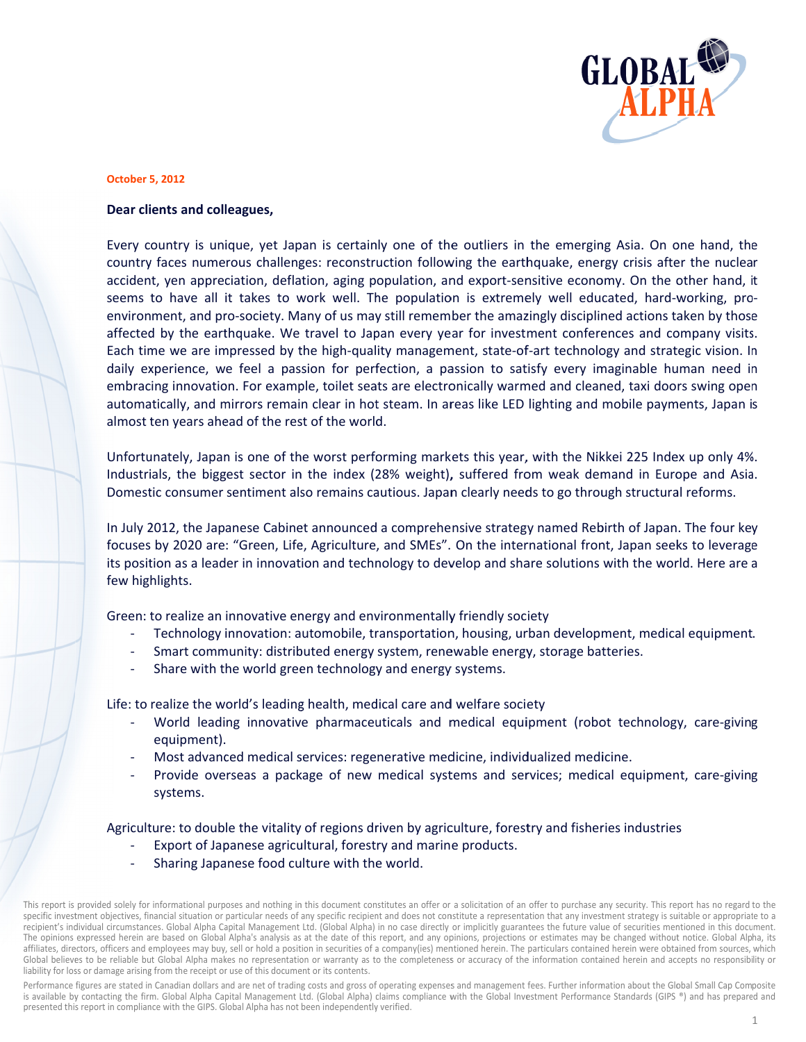October 5, 2012

**Dear clients and colleagues,**

Every country is unique, yet Japan is certainly one of the outliers in the emerging Asia. On one hand, the country faces numerous challenges: reconstruction following the earthquake, energy crisis after the nuclear accident, yen appreciation, deflation, aging population, and export-sensitive economy. On the other hand, it seems to have all it takes to work well. The population is extremely well educated, hard-working, pro-environment, and pro-society. Many of us may still remember the amazingly disciplined actions taken by those affected by the earthquake. We travel to Japan every year for investment conferences and company visits. Each time we are impressed by the high-quality management, state-of-art technology and strategic vision. In daily experience, we feel a passion for perfection, a passion to satisfy every imaginable human need in embracing innovation. For example, toilet seats are electronically warmed and cleaned, taxi doors swing open automatically, and mirrors remain clear in hot steam. In areas like LED lighting and mobile payments, Japan is almost ten years ahead of the rest of the world.

Unfortunately, Japan is one of the worst performing markets this year, with the Nikkei 225 Index up only 4%. Industrials, the biggest sector in the index (28% weight), suffered from weak demand in Europe and Asia. Domestic consumer sentiment also remains cautious. Japan clearly needs to go through structural reforms.

In July 2012, the Japanese Cabinet announced a comprehensive strategy named Rebirth of Japan. The four key focuses by 2020 are: "Green, Life, Agriculture, and SMEs". On the international front, Japan seeks to leverage its position as a leader in innovation and technology to develop and share solutions with the world. Here are a few highlights.

Green: to realize an innovative energy and environmentally friendly society

- Technology innovation: automobile, transportation, housing, urban development, medical equipment.
- Smart community: distributed energy system, renewable energy, storage batteries.
- Share with the world green technology and energy systems.

Life: to realize the world's leading health, medical care and welfare society

- World leading innovative pharmaceuticals and medical equipment (robot technology, care-giving equipment).
- Most advanced medical services: regenerative medicine, individualized medicine.
- Provide overseas a package of new medical systems and services; medical equipment, care-giving systems.

Agriculture: to double the vitality of regions driven by agriculture, forestry and fisheries industries

- Export of Japanese agricultural, forestry and marine products.
- Sharing Japanese food culture with the world.

This report is provided solely for informational purposes and nothing in this document constitutes an offer or a solicitation of an offer to purchase any security. This report has no regard to the specific investment objectives, financial situation or particular needs of any specific recipient and does not constitute a representation that any investment strategy is suitable or appropriate to a recipient's individual circumstances. Global Alpha Capital Management Ltd. (Global Alpha) in no case directly or implicitly guarantees the future value of securities mentioned in this document. The opinions expressed herein are based on Global Alpha's analysis as at the date of this report, and any opinions, projections or estimates may be changed without notice. Global Alpha, its affiliates, directors, officers and employees may buy, sell or hold a position in securities of a company(ies) mentioned herein. The particulars contained herein were obtained from sources, which Global believes to be reliable but Global Alpha makes no representation or warranty as to the completeness or accuracy of the information contained herein and accepts no responsibility or liability for loss or damage arising from the receipt or use of this document or its contents.

Performance figures are stated in Canadian dollars and are net of trading costs and gross of operating expenses and management fees. Further information about the Global Small Cap Composite is available by contacting the firm. Global Alpha Capital Management Ltd. (Global Alpha) claims compliance with the Global Investment Performance Standards (GIPS ®) and has prepared and presented this report in compliance with the GIPS. Global Alpha has not been independently verified.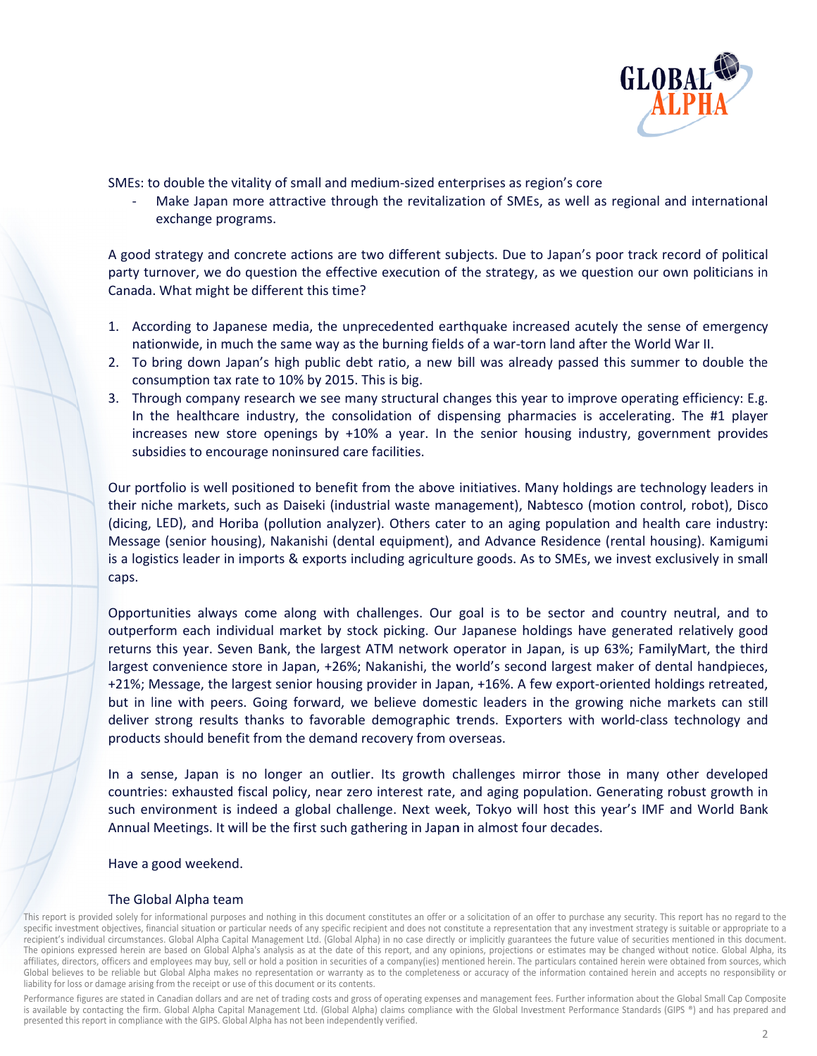SMEs: to double the vitality of small and medium-sized enterprises as region's core

- Make Japan more attractive through the revitalization of SMEs, as well as regional and international exchange programs.

A good strategy and concrete actions are two different subjects. Due to Japan's poor track record of political party turnover, we do question the effective execution of the strategy, as we question our own politicians in Canada. What might be different this time?

1. According to Japanese media, the unprecedented earthquake increased acutely the sense of emergency nationwide, in much the same way as the burning fields of a war-torn land after the World War II.
2. To bring down Japan's high public debt ratio, a new bill was already passed this summer to double the consumption tax rate to 10% by 2015. This is big.
3. Through company research we see many structural changes this year to improve operating efficiency: E.g. In the healthcare industry, the consolidation of dispensing pharmacies is accelerating. The #1 player increases new store openings by +10% a year. In the senior housing industry, government provides subsidies to encourage noninsured care facilities.

Our portfolio is well positioned to benefit from the above initiatives. Many holdings are technology leaders in their niche markets, such as Daiseki (industrial waste management), Nabtesco (motion control, robot), Disco (dicing, LED), and Horiba (pollution analyzer). Others cater to an aging population and health care industry: Message (senior housing), Nakanishi (dental equipment), and Advance Residence (rental housing). Kamigumi is a logistics leader in imports & exports including agriculture goods. As to SMEs, we invest exclusively in small caps.

Opportunities always come along with challenges. Our goal is to be sector and country neutral, and to outperform each individual market by stock picking. Our Japanese holdings have generated relatively good returns this year. Seven Bank, the largest ATM network operator in Japan, is up 63%; FamilyMart, the third largest convenience store in Japan, +26%; Nakanishi, the world's second largest maker of dental handpieces, +21%; Message, the largest senior housing provider in Japan, +16%. A few export-oriented holdings retreated, but in line with peers. Going forward, we believe domestic leaders in the growing niche markets can still deliver strong results thanks to favorable demographic trends. Exporters with world-class technology and products should benefit from the demand recovery from overseas.

In a sense, Japan is no longer an outlier. Its growth challenges mirror those in many other developed countries: exhausted fiscal policy, near zero interest rate, and aging population. Generating robust growth in such environment is indeed a global challenge. Next week, Tokyo will host this year's IMF and World Bank Annual Meetings. It will be the first such gathering in Japan in almost four decades.

Have a good weekend.

The Global Alpha team

This report is provided solely for informational purposes and nothing in this document constitutes an offer or a solicitation of an offer to purchase any security. This report has no regard to the specific investment objectives, financial situation or particular needs of any specific recipient and does not constitute a representation that any investment strategy is suitable or appropriate to a recipient's individual circumstances. Global Alpha Capital Management Ltd. (Global Alpha) in no case directly or implicitly guarantees the future value of securities mentioned in this document. The opinions expressed herein are based on Global Alpha's analysis as at the date of this report, and any opinions, projections or estimates may be changed without notice. Global Alpha, its affiliates, directors, officers and employees may buy, sell or hold a position in securities of a company(ies) mentioned herein. The particulars contained herein were obtained from sources, which Global believes to be reliable but Global Alpha makes no representation or warranty as to the completeness or accuracy of the information contained herein and accepts no responsibility or liability for loss or damage arising from the receipt or use of this document or its contents.

Performance figures are stated in Canadian dollars and are net of trading costs and gross of operating expenses and management fees. Further information about the Global Small Cap Composite is available by contacting the firm. Global Alpha Capital Management Ltd. (Global Alpha) claims compliance with the Global Investment Performance Standards (GIPS ®) and has prepared and presented this report in compliance with the GIPS. Global Alpha has not been independently verified.